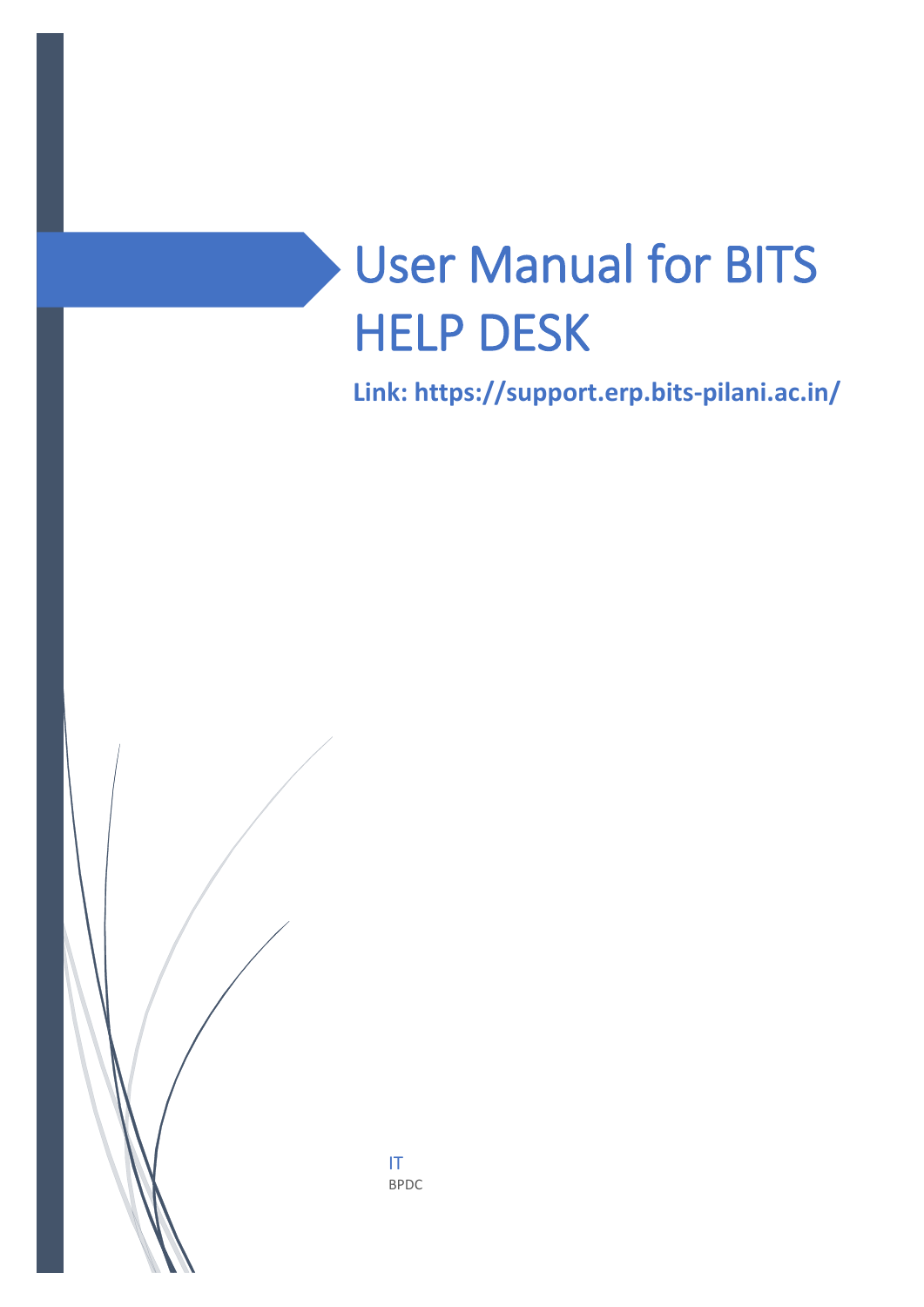# User Manual for BITS HELP DESK

**Link: https://support.erp.bits-pilani.ac.in/**

IT

BPDC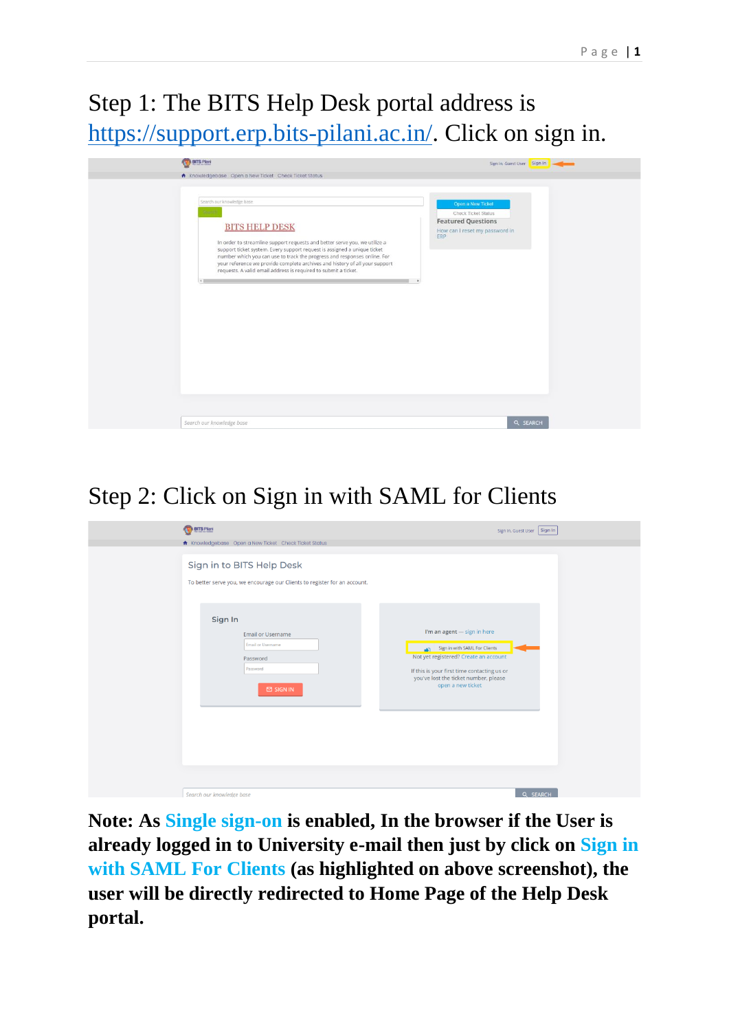Step 1: The BITS Help Desk portal address is [https://support.erp.bits-pilani.ac.in/](https://support.erp.bits-pilani.ac.in/). Click on sign in.

Step 2: Click on Sign in with SAML for Clients

**Note: As Single sign-on is enabled, In the browser if the User is already logged in to University e-mail then just by click on Sign in with SAML For Clients (as highlighted on above screenshot), the user will be directly redirected to Home Page of the Help Desk portal.**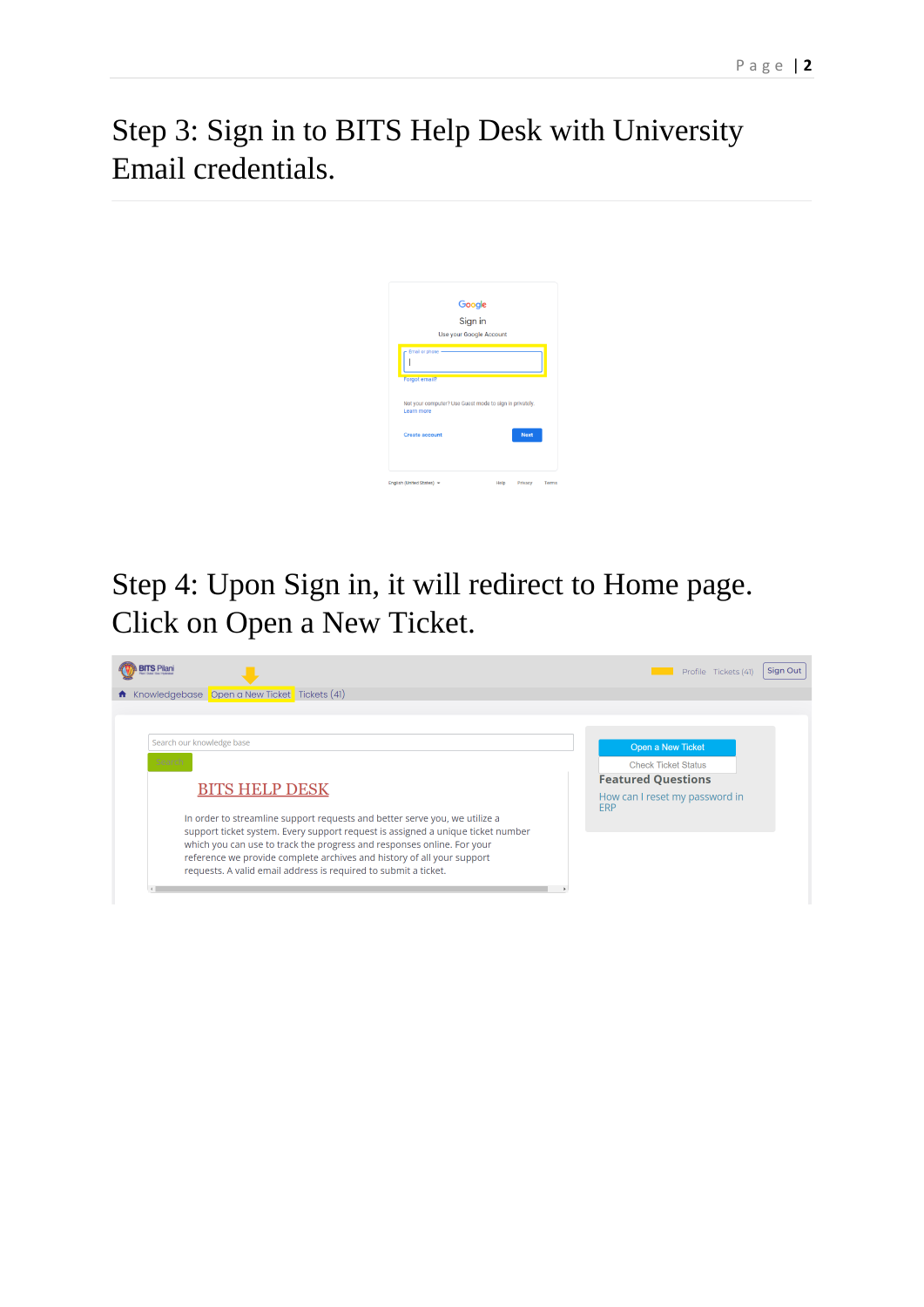# Step 3: Sign in to BITS Help Desk with University Email credentials.

# Step 4: Upon Sign in, it will redirect to Home page. Click on Open a New Ticket.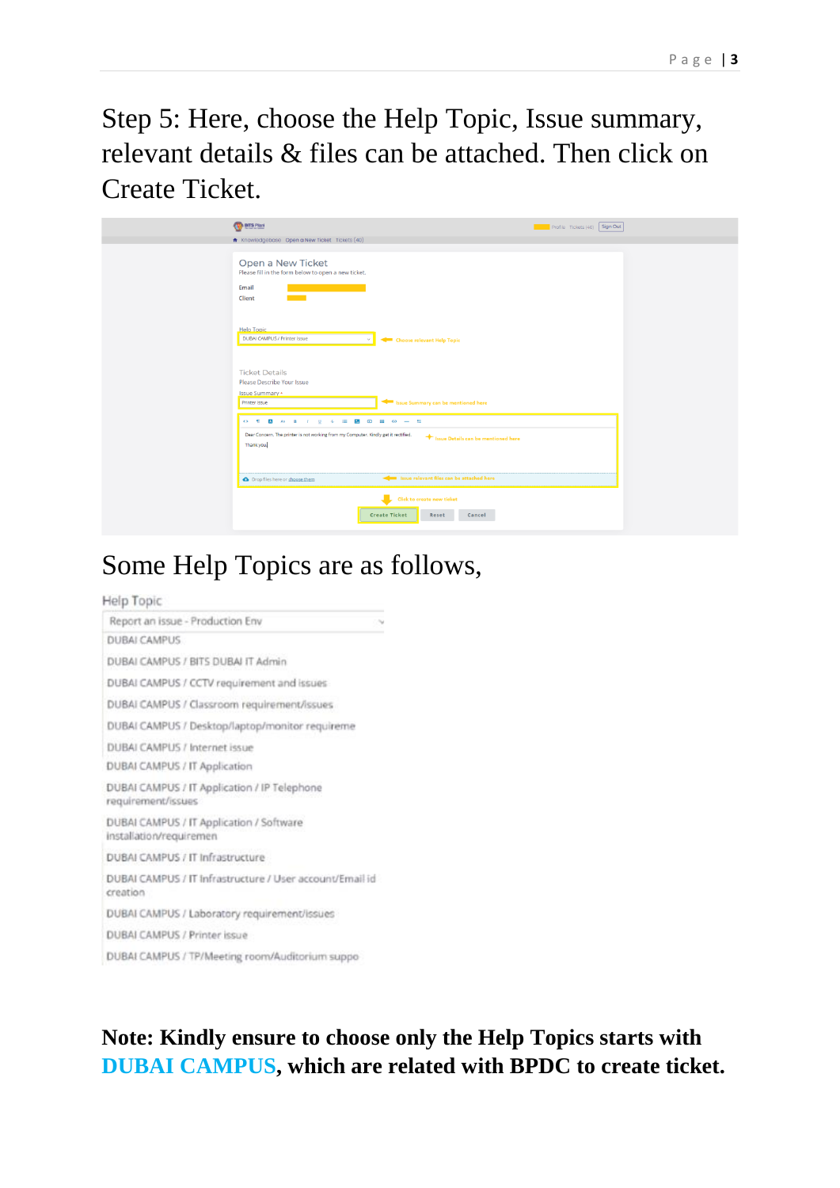Step 5: Here, choose the Help Topic, Issue summary, relevant details & files can be attached. Then click on Create Ticket.

Some Help Topics are as follows,

Help Topic

- Report an issue - Production Env
- DUBAI CAMPUS
- DUBAI CAMPUS / BITS DUBAI IT Admin
- DUBAI CAMPUS / CCTV requirement and issues
- DUBAI CAMPUS / Classroom requirement/issues
- DUBAI CAMPUS / Desktop/laptop/monitor requireme
- DUBAI CAMPUS / Internet issue
- DUBAI CAMPUS / IT Application
- DUBAI CAMPUS / IT Application / IP Telephone requirement/issues
- DUBAI CAMPUS / IT Application / Software installation/requiremen
- DUBAI CAMPUS / IT Infrastructure
- DUBAI CAMPUS / IT Infrastructure / User account/Email id creation
- DUBAI CAMPUS / Laboratory requirement/issues
- DUBAI CAMPUS / Printer issue
- DUBAI CAMPUS / TP/Meeting room/Auditorium suppo

**Note: Kindly ensure to choose only the Help Topics starts with DUBAI CAMPUS, which are related with BPDC to create ticket.**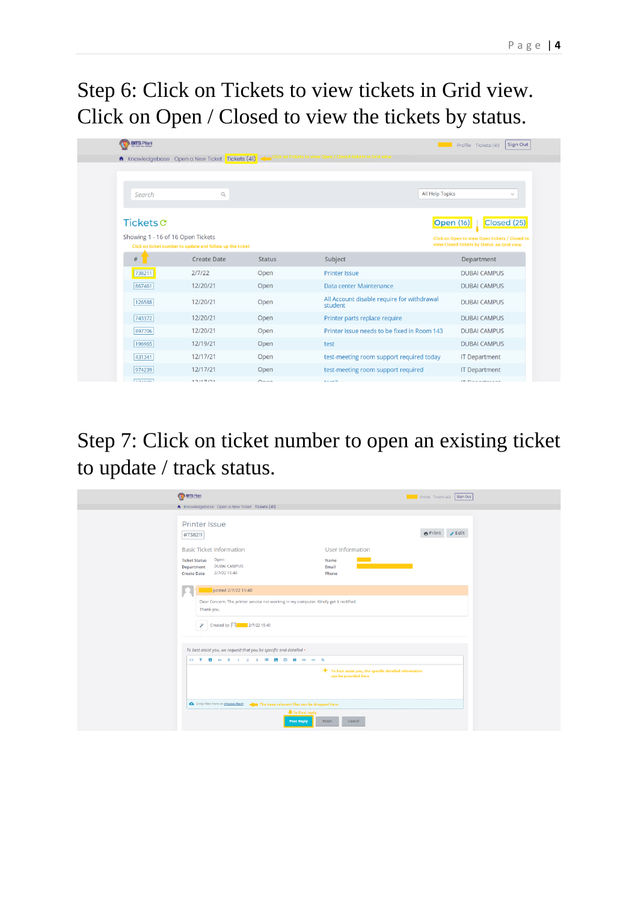Step 6: Click on Tickets to view tickets in Grid view. Click on Open / Closed to view the tickets by status.

Step 7: Click on ticket number to open an existing ticket to update / track status.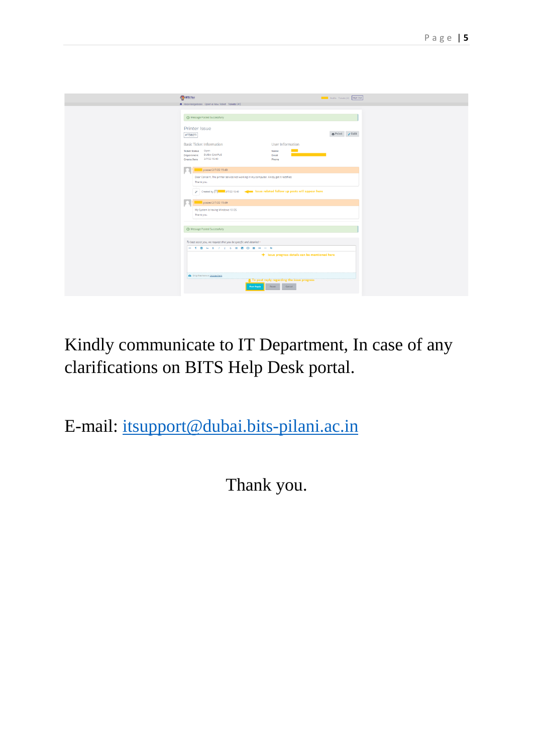Kindly communicate to IT Department, In case of any clarifications on BITS Help Desk portal.

E-mail: itsupport@dubai.bits-pilani.ac.in

Thank you.